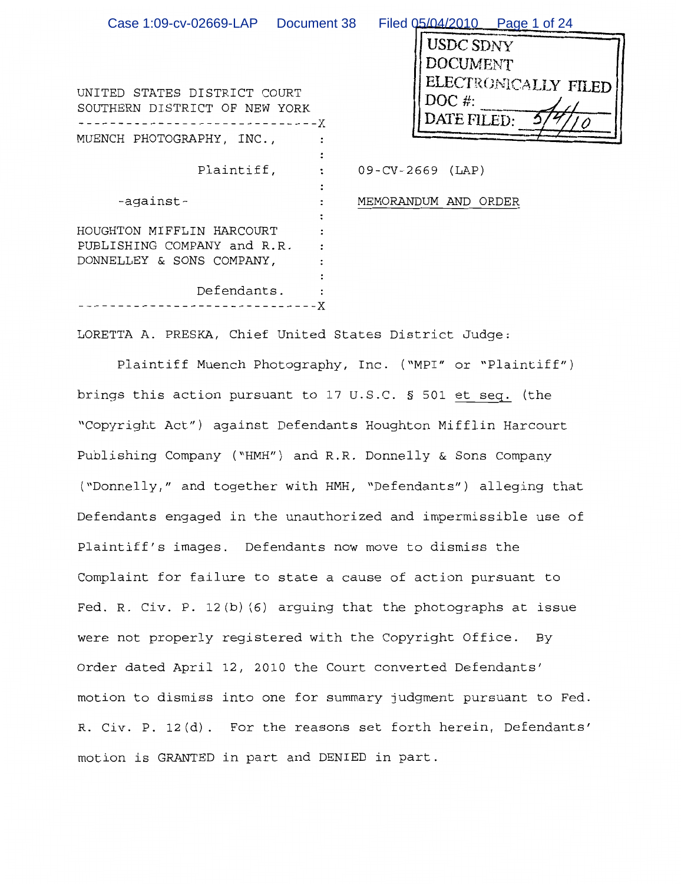USDC SDNY
DOCUMENT
ELECTRONICALLY FILED
DOC #: \_\_\_\_\_\_\_\_\_\_
DATE FILED: 5/4/10

UNITED STATES DISTRICT COURT
SOUTHERN DISTRICT OF NEW YORK

| | | |
|---|---|---|
| MUENCH PHOTOGRAPHY, INC., Plaintiff, | : | 09-CV-2669 (LAP) |
| -against- | : | MEMORANDUM AND ORDER |
| HOUGHTON MIFFLIN HARCOURT PUBLISHING COMPANY and R.R. DONNELLEY & SONS COMPANY, Defendants. | : | |

LORETTA A. PRESKA, Chief United States District Judge:

Plaintiff Muench Photography, Inc. ("MPI" or "Plaintiff") brings this action pursuant to 17 U.S.C. § 501 et seq. (the "Copyright Act") against Defendants Houghton Mifflin Harcourt Publishing Company ("HMH") and R.R. Donnelly & Sons Company ("Donnelly," and together with HMH, "Defendants") alleging that Defendants engaged in the unauthorized and impermissible use of Plaintiff's images. Defendants now move to dismiss the Complaint for failure to state a cause of action pursuant to Fed. R. Civ. P. 12(b)(6) arguing that the photographs at issue were not properly registered with the Copyright Office. By Order dated April 12, 2010 the Court converted Defendants' motion to dismiss into one for summary judgment pursuant to Fed. R. Civ. P. 12(d). For the reasons set forth herein, Defendants' motion is GRANTED in part and DENIED in part.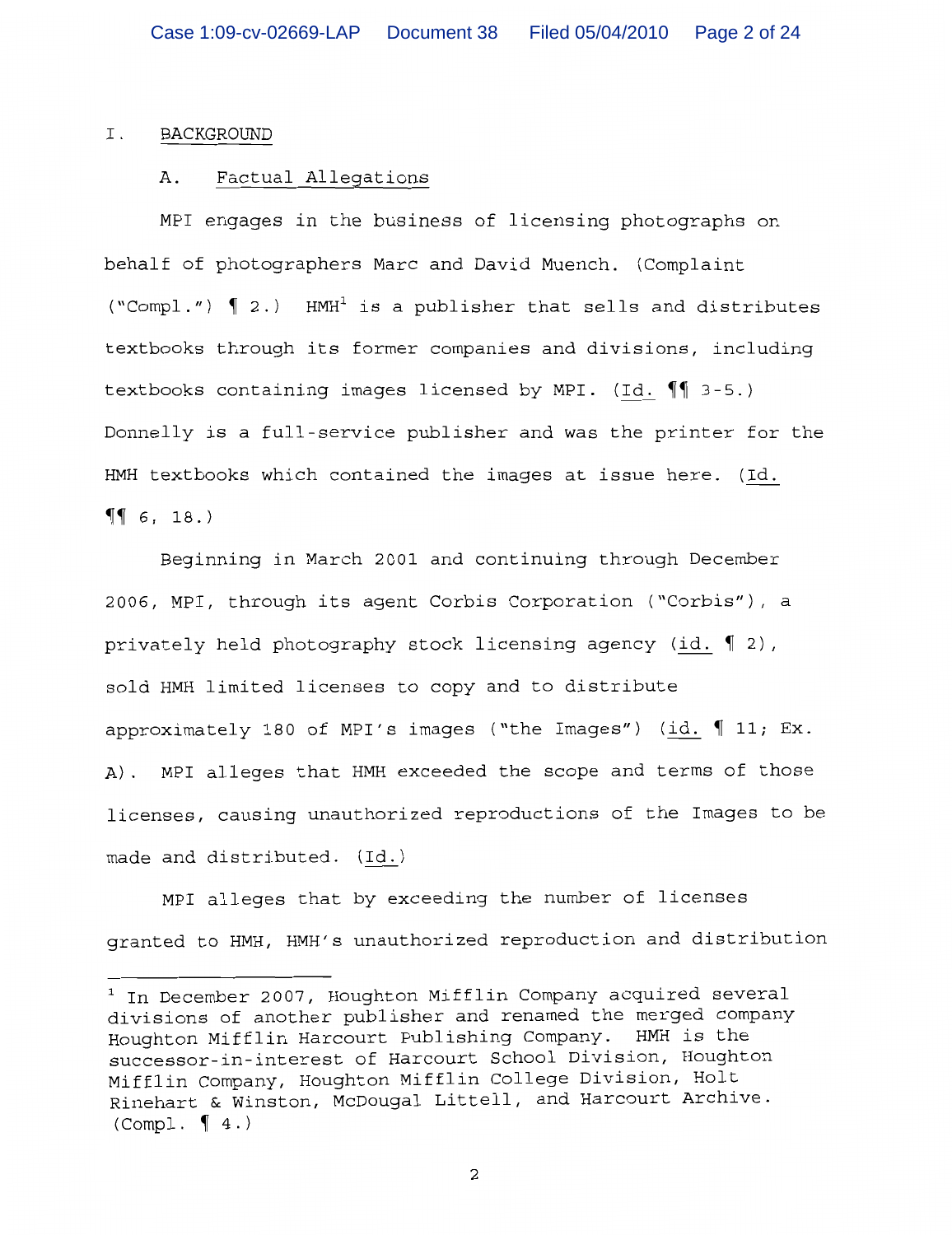I. <u>BACKGROUND</u>

A. <u>Factual Allegations</u>

MPI engages in the business of licensing photographs on behalf of photographers Marc and David Muench. (Complaint ("Compl.") ¶ 2.) HMH[1] is a publisher that sells and distributes textbooks through its former companies and divisions, including textbooks containing images licensed by MPI. (Id. ¶¶ 3-5.) Donnelly is a full-service publisher and was the printer for the HMH textbooks which contained the images at issue here. (Id. ¶¶ 6, 18.)

Beginning in March 2001 and continuing through December 2006, MPI, through its agent Corbis Corporation ("Corbis"), a privately held photography stock licensing agency (id. ¶ 2), sold HMH limited licenses to copy and to distribute approximately 180 of MPI's images ("the Images") (id. ¶ 11; Ex. A). MPI alleges that HMH exceeded the scope and terms of those licenses, causing unauthorized reproductions of the Images to be made and distributed. (Id.)

MPI alleges that by exceeding the number of licenses granted to HMH, HMH's unauthorized reproduction and distribution

---

[1] In December 2007, Houghton Mifflin Company acquired several divisions of another publisher and renamed the merged company Houghton Mifflin Harcourt Publishing Company. HMH is the successor-in-interest of Harcourt School Division, Houghton Mifflin Company, Houghton Mifflin College Division, Holt Rinehart & Winston, McDougal Littell, and Harcourt Archive. (Compl. ¶ 4.)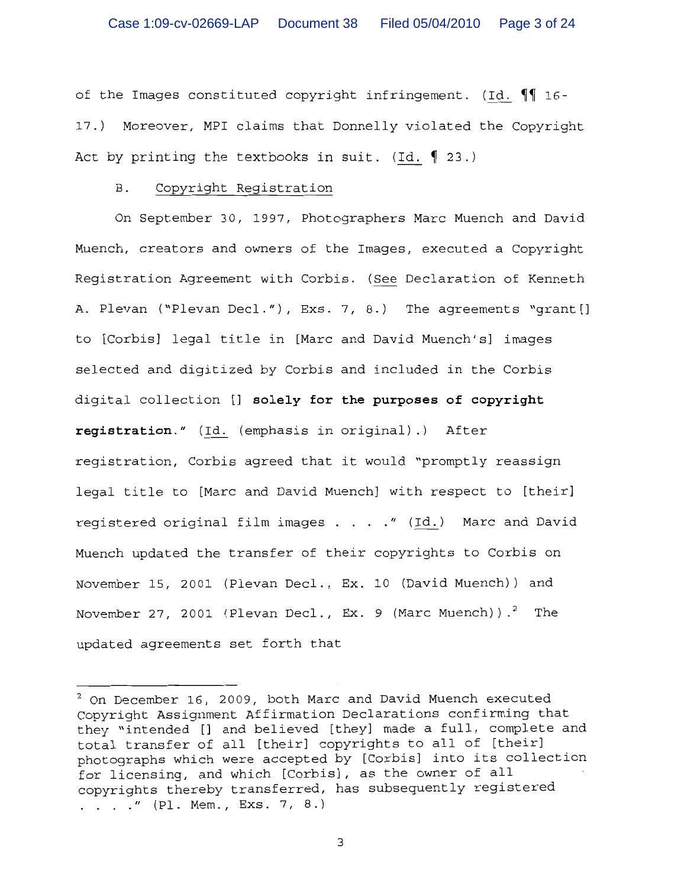of the Images constituted copyright infringement. (Id. ¶¶ 16-17.) Moreover, MPI claims that Donnelly violated the Copyright Act by printing the textbooks in suit. (Id. ¶ 23.)

B. Copyright Registration

On September 30, 1997, Photographers Marc Muench and David Muench, creators and owners of the Images, executed a Copyright Registration Agreement with Corbis. (See Declaration of Kenneth A. Plevan ("Plevan Decl."), Exs. 7, 8.) The agreements "grant[] to [Corbis] legal title in [Marc and David Muench's] images selected and digitized by Corbis and included in the Corbis digital collection [] **solely for the purposes of copyright registration**." (Id. (emphasis in original).) After registration, Corbis agreed that it would "promptly reassign legal title to [Marc and David Muench] with respect to [their] registered original film images . . . ." (Id.) Marc and David Muench updated the transfer of their copyrights to Corbis on November 15, 2001 (Plevan Decl., Ex. 10 (David Muench)) and November 27, 2001 (Plevan Decl., Ex. 9 (Marc Muench)).[2] The updated agreements set forth that

---

[2] On December 16, 2009, both Marc and David Muench executed Copyright Assignment Affirmation Declarations confirming that they "intended [] and believed [they] made a full, complete and total transfer of all [their] copyrights to all of [their] photographs which were accepted by [Corbis] into its collection for licensing, and which [Corbis], as the owner of all copyrights thereby transferred, has subsequently registered . . . ." (Pl. Mem., Exs. 7, 8.)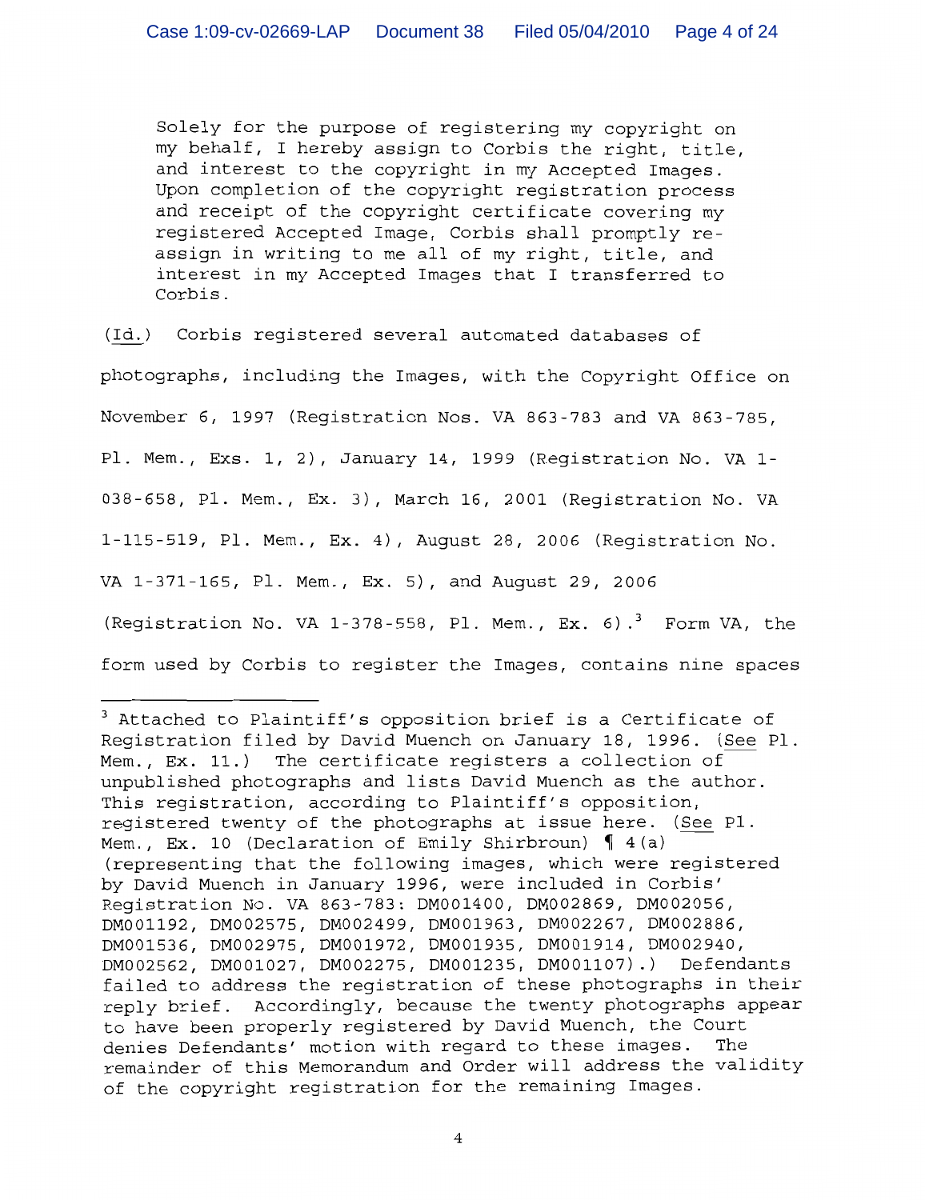> Solely for the purpose of registering my copyright on my behalf, I hereby assign to Corbis the right, title, and interest to the copyright in my Accepted Images. Upon completion of the copyright registration process and receipt of the copyright certificate covering my registered Accepted Image, Corbis shall promptly re-assign in writing to me all of my right, title, and interest in my Accepted Images that I transferred to Corbis.

(Id.) Corbis registered several automated databases of photographs, including the Images, with the Copyright Office on November 6, 1997 (Registration Nos. VA 863-783 and VA 863-785, Pl. Mem., Exs. 1, 2), January 14, 1999 (Registration No. VA 1-038-658, Pl. Mem., Ex. 3), March 16, 2001 (Registration No. VA 1-115-519, Pl. Mem., Ex. 4), August 28, 2006 (Registration No. VA 1-371-165, Pl. Mem., Ex. 5), and August 29, 2006 (Registration No. VA 1-378-558, Pl. Mem., Ex. 6).[3] Form VA, the form used by Corbis to register the Images, contains nine spaces

---

[3] Attached to Plaintiff's opposition brief is a Certificate of Registration filed by David Muench on January 18, 1996. (See Pl. Mem., Ex. 11.) The certificate registers a collection of unpublished photographs and lists David Muench as the author. This registration, according to Plaintiff's opposition, registered twenty of the photographs at issue here. (See Pl. Mem., Ex. 10 (Declaration of Emily Shirbroun) ¶ 4(a) (representing that the following images, which were registered by David Muench in January 1996, were included in Corbis' Registration No. VA 863-783: DM001400, DM002869, DM002056, DM001192, DM002575, DM002499, DM001963, DM002267, DM002886, DM001536, DM002975, DM001972, DM001935, DM001914, DM002940, DM002562, DM001027, DM002275, DM001235, DM001107).) Defendants failed to address the registration of these photographs in their reply brief. Accordingly, because the twenty photographs appear to have been properly registered by David Muench, the Court denies Defendants' motion with regard to these images. The remainder of this Memorandum and Order will address the validity of the copyright registration for the remaining Images.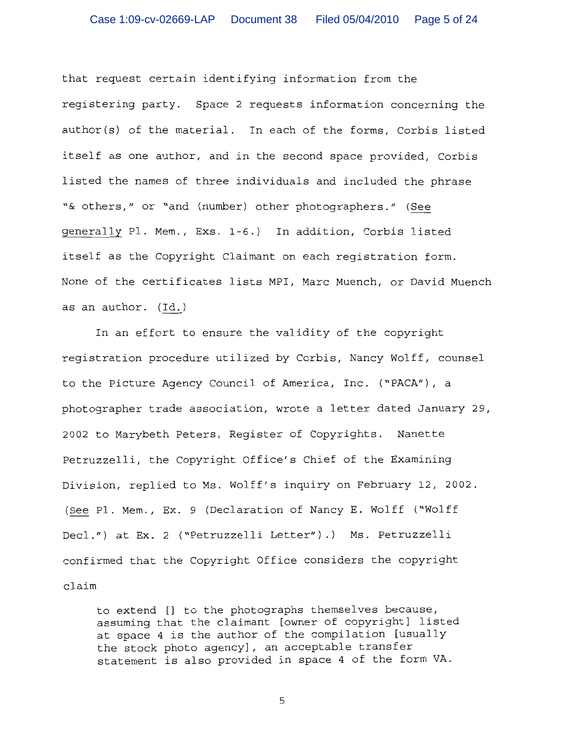that request certain identifying information from the registering party. Space 2 requests information concerning the author(s) of the material. In each of the forms, Corbis listed itself as one author, and in the second space provided, Corbis listed the names of three individuals and included the phrase "& others," or "and (number) other photographers." (See generally Pl. Mem., Exs. 1-6.) In addition, Corbis listed itself as the Copyright Claimant on each registration form. None of the certificates lists MPI, Marc Muench, or David Muench as an author. (Id.)

In an effort to ensure the validity of the copyright registration procedure utilized by Corbis, Nancy Wolff, counsel to the Picture Agency Council of America, Inc. ("PACA"), a photographer trade association, wrote a letter dated January 29, 2002 to Marybeth Peters, Register of Copyrights. Nanette Petruzzelli, the Copyright Office's Chief of the Examining Division, replied to Ms. Wolff's inquiry on February 12, 2002. (See Pl. Mem., Ex. 9 (Declaration of Nancy E. Wolff ("Wolff Decl.") at Ex. 2 ("Petruzzelli Letter").) Ms. Petruzzelli confirmed that the Copyright Office considers the copyright claim

> to extend [] to the photographs themselves because, assuming that the claimant [owner of copyright] listed at space 4 is the author of the compilation [usually the stock photo agency], an acceptable transfer statement is also provided in space 4 of the form VA.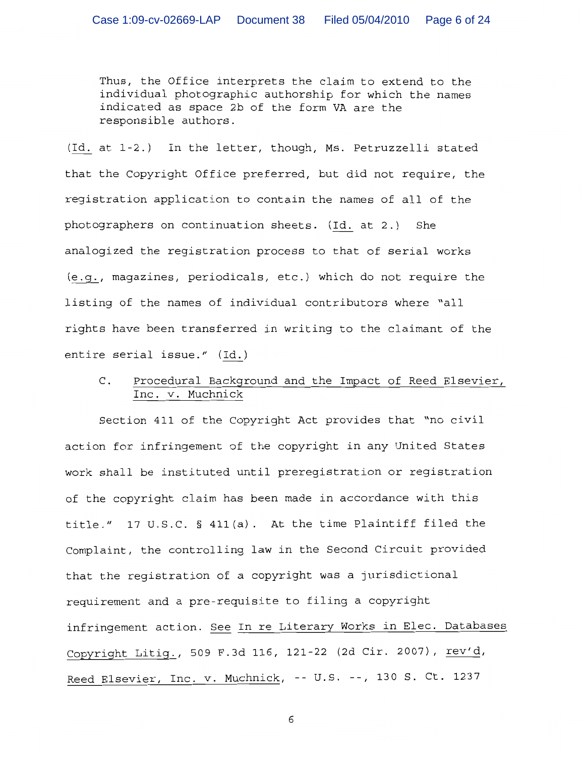> Thus, the Office interprets the claim to extend to the individual photographic authorship for which the names indicated as space 2b of the form VA are the responsible authors.

(Id. at 1-2.) In the letter, though, Ms. Petruzzelli stated that the Copyright Office preferred, but did not require, the registration application to contain the names of all of the photographers on continuation sheets. (Id. at 2.) She analogized the registration process to that of serial works (e.g., magazines, periodicals, etc.) which do not require the listing of the names of individual contributors where "all rights have been transferred in writing to the claimant of the entire serial issue." (Id.)

### C. Procedural Background and the Impact of Reed Elsevier, Inc. v. Muchnick

Section 411 of the Copyright Act provides that "no civil action for infringement of the copyright in any United States work shall be instituted until preregistration or registration of the copyright claim has been made in accordance with this title." 17 U.S.C. § 411(a). At the time Plaintiff filed the Complaint, the controlling law in the Second Circuit provided that the registration of a copyright was a jurisdictional requirement and a pre-requisite to filing a copyright infringement action. See In re Literary Works in Elec. Databases Copyright Litig., 509 F.3d 116, 121-22 (2d Cir. 2007), rev'd, Reed Elsevier, Inc. v. Muchnick, -- U.S. --, 130 S. Ct. 1237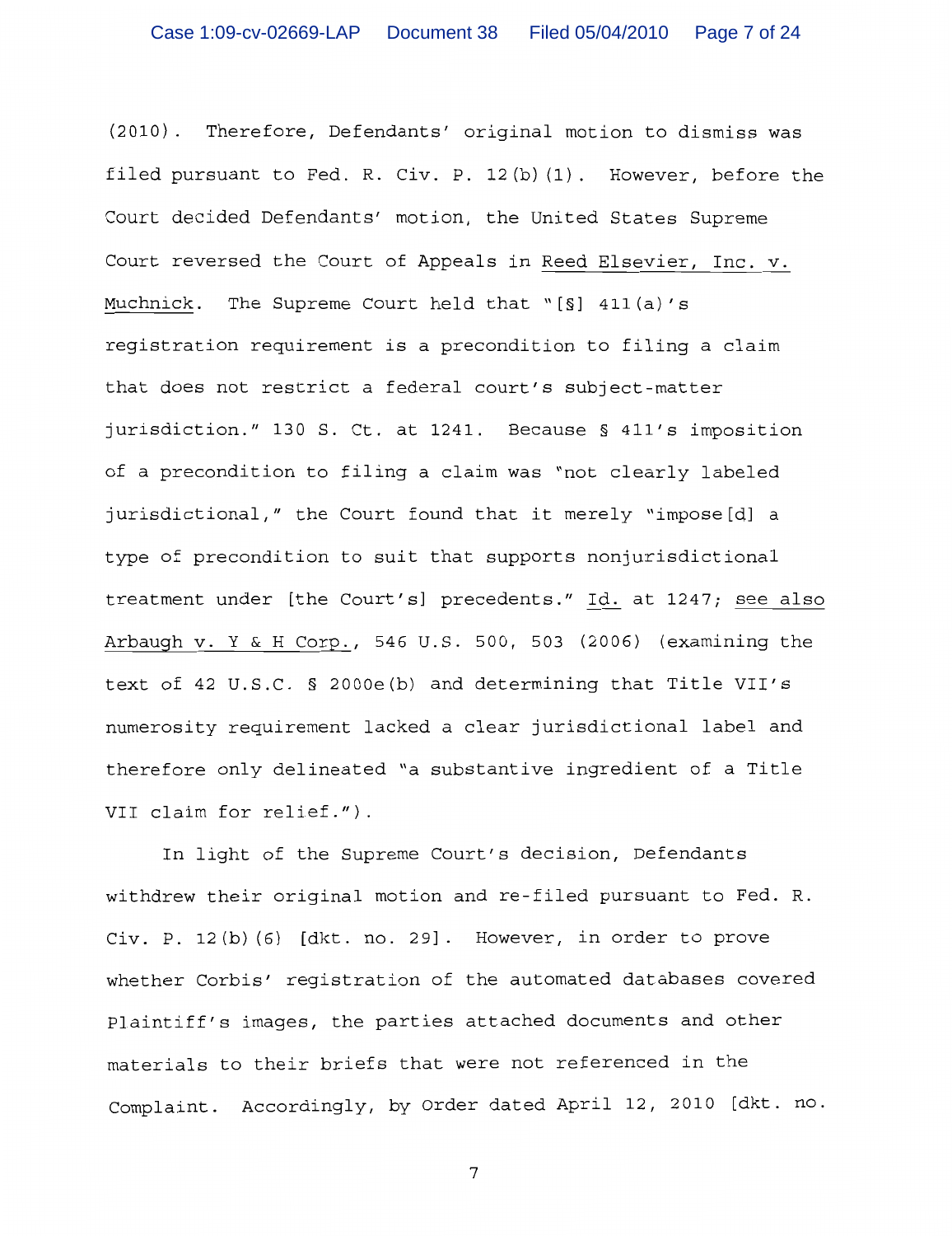(2010). Therefore, Defendants' original motion to dismiss was filed pursuant to Fed. R. Civ. P. 12(b)(1). However, before the Court decided Defendants' motion, the United States Supreme Court reversed the Court of Appeals in Reed Elsevier, Inc. v. Muchnick. The Supreme Court held that "[§] 411(a)'s registration requirement is a precondition to filing a claim that does not restrict a federal court's subject-matter jurisdiction." 130 S. Ct. at 1241. Because § 411's imposition of a precondition to filing a claim was "not clearly labeled jurisdictional," the Court found that it merely "impose[d] a type of precondition to suit that supports nonjurisdictional treatment under [the Court's] precedents." Id. at 1247; see also Arbaugh v. Y & H Corp., 546 U.S. 500, 503 (2006) (examining the text of 42 U.S.C. § 2000e(b) and determining that Title VII's numerosity requirement lacked a clear jurisdictional label and therefore only delineated "a substantive ingredient of a Title VII claim for relief.").

In light of the Supreme Court's decision, Defendants withdrew their original motion and re-filed pursuant to Fed. R. Civ. P. 12(b)(6) [dkt. no. 29]. However, in order to prove whether Corbis' registration of the automated databases covered Plaintiff's images, the parties attached documents and other materials to their briefs that were not referenced in the Complaint. Accordingly, by Order dated April 12, 2010 [dkt. no.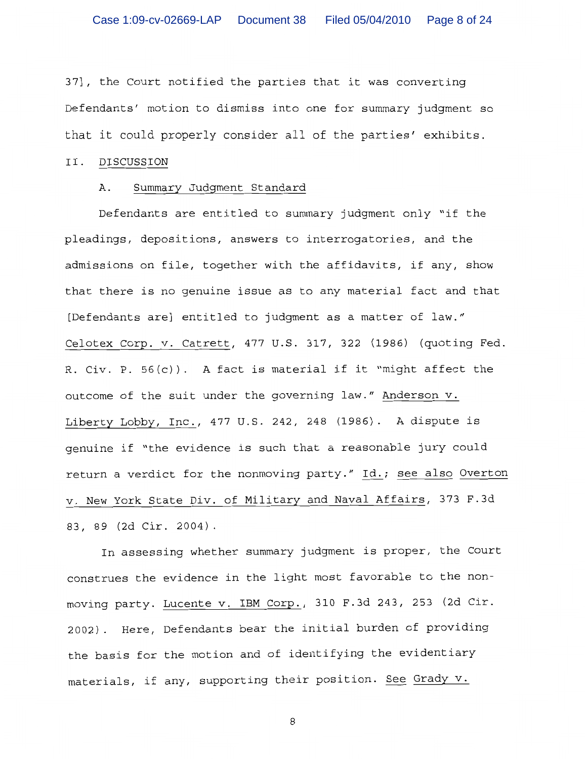37], the Court notified the parties that it was converting Defendants' motion to dismiss into one for summary judgment so that it could properly consider all of the parties' exhibits.

## II. DISCUSSION

### A. Summary Judgment Standard

Defendants are entitled to summary judgment only "if the pleadings, depositions, answers to interrogatories, and the admissions on file, together with the affidavits, if any, show that there is no genuine issue as to any material fact and that [Defendants are] entitled to judgment as a matter of law." Celotex Corp. v. Catrett, 477 U.S. 317, 322 (1986) (quoting Fed. R. Civ. P. 56(c)). A fact is material if it "might affect the outcome of the suit under the governing law." Anderson v. Liberty Lobby, Inc., 477 U.S. 242, 248 (1986). A dispute is genuine if "the evidence is such that a reasonable jury could return a verdict for the nonmoving party." Id.; see also Overton v. New York State Div. of Military and Naval Affairs, 373 F.3d 83, 89 (2d Cir. 2004).

In assessing whether summary judgment is proper, the Court construes the evidence in the light most favorable to the non-moving party. Lucente v. IBM Corp., 310 F.3d 243, 253 (2d Cir. 2002). Here, Defendants bear the initial burden of providing the basis for the motion and of identifying the evidentiary materials, if any, supporting their position. See Grady v.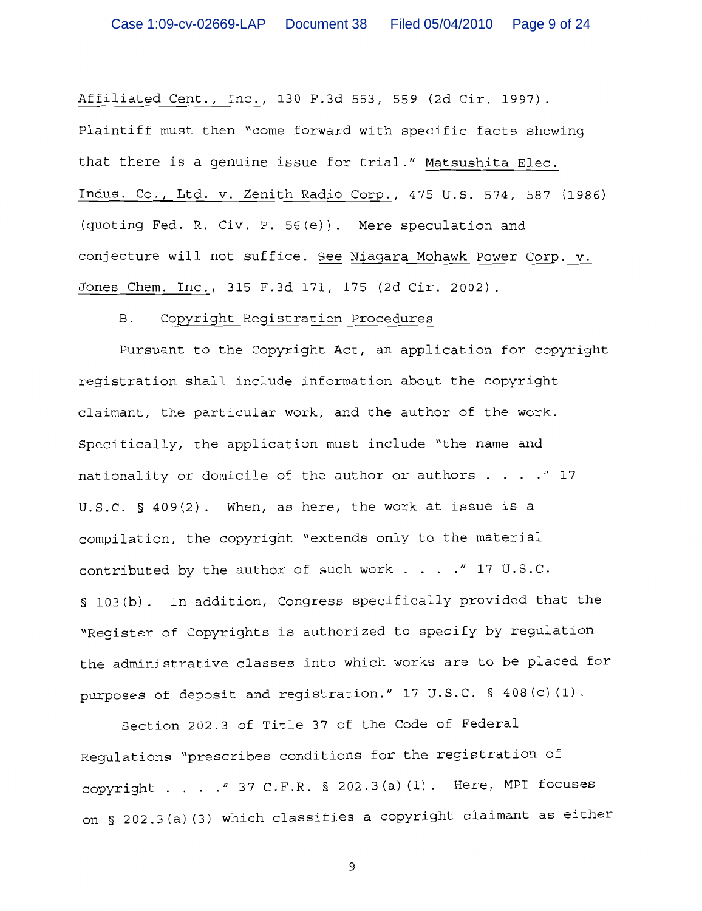Affiliated Cent., Inc., 130 F.3d 553, 559 (2d Cir. 1997). Plaintiff must then "come forward with specific facts showing that there is a genuine issue for trial." Matsushita Elec. Indus. Co., Ltd. v. Zenith Radio Corp., 475 U.S. 574, 587 (1986) (quoting Fed. R. Civ. P. 56(e)). Mere speculation and conjecture will not suffice. See Niagara Mohawk Power Corp. v. Jones Chem. Inc., 315 F.3d 171, 175 (2d Cir. 2002).

B. Copyright Registration Procedures

Pursuant to the Copyright Act, an application for copyright registration shall include information about the copyright claimant, the particular work, and the author of the work. Specifically, the application must include "the name and nationality or domicile of the author or authors . . . ." 17 U.S.C. § 409(2). When, as here, the work at issue is a compilation, the copyright "extends only to the material contributed by the author of such work . . . ." 17 U.S.C. § 103(b). In addition, Congress specifically provided that the "Register of Copyrights is authorized to specify by regulation the administrative classes into which works are to be placed for purposes of deposit and registration." 17 U.S.C. § 408(c)(1).

Section 202.3 of Title 37 of the Code of Federal Regulations "prescribes conditions for the registration of copyright . . . ." 37 C.F.R. § 202.3(a)(1). Here, MPI focuses on § 202.3(a)(3) which classifies a copyright claimant as either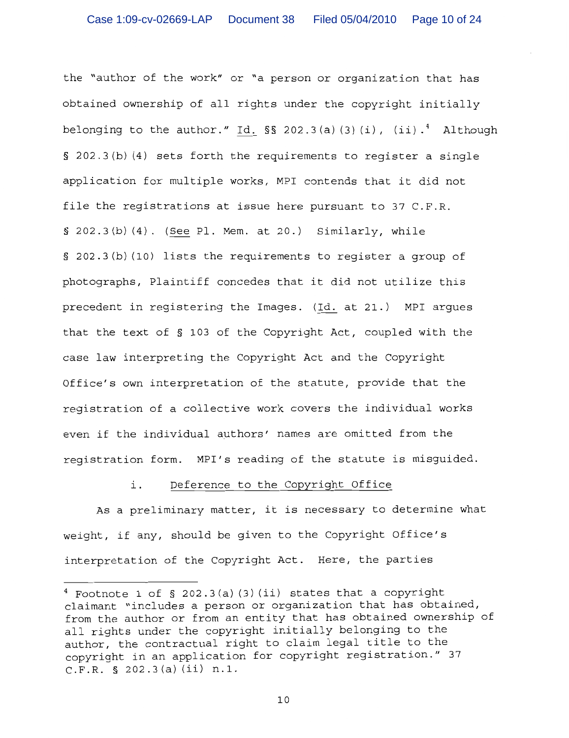the "author of the work" or "a person or organization that has obtained ownership of all rights under the copyright initially belonging to the author." Id. §§ 202.3(a)(3)(i), (ii).[4] Although § 202.3(b)(4) sets forth the requirements to register a single application for multiple works, MPI contends that it did not file the registrations at issue here pursuant to 37 C.F.R. § 202.3(b)(4). (See Pl. Mem. at 20.) Similarly, while § 202.3(b)(10) lists the requirements to register a group of photographs, Plaintiff concedes that it did not utilize this precedent in registering the Images. (Id. at 21.) MPI argues that the text of § 103 of the Copyright Act, coupled with the case law interpreting the Copyright Act and the Copyright Office's own interpretation of the statute, provide that the registration of a collective work covers the individual works even if the individual authors' names are omitted from the registration form. MPI's reading of the statute is misguided.

i. Deference to the Copyright Office

As a preliminary matter, it is necessary to determine what weight, if any, should be given to the Copyright Office's interpretation of the Copyright Act. Here, the parties

---

[4] Footnote 1 of § 202.3(a)(3)(ii) states that a copyright claimant "includes a person or organization that has obtained, from the author or from an entity that has obtained ownership of all rights under the copyright initially belonging to the author, the contractual right to claim legal title to the copyright in an application for copyright registration." 37 C.F.R. § 202.3(a)(ii) n.1.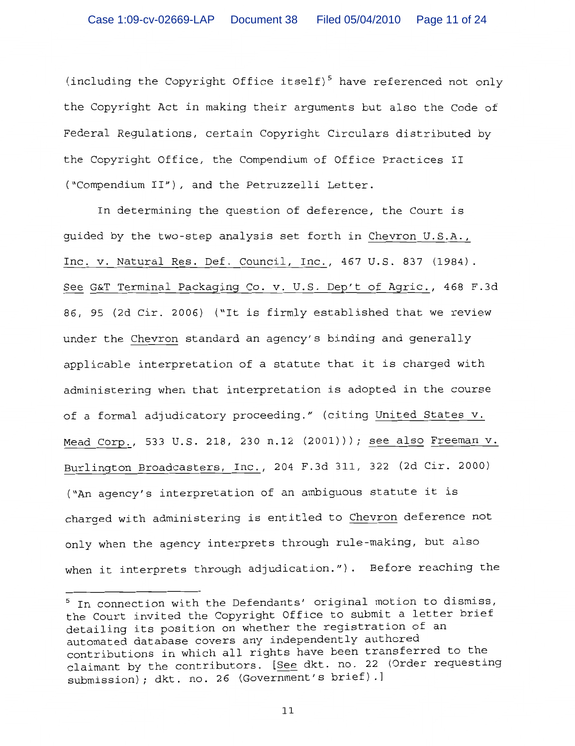(including the Copyright Office itself)[5] have referenced not only the Copyright Act in making their arguments but also the Code of Federal Regulations, certain Copyright Circulars distributed by the Copyright Office, the Compendium of Office Practices II ("Compendium II"), and the Petruzzelli Letter.

In determining the question of deference, the Court is guided by the two-step analysis set forth in Chevron U.S.A., Inc. v. Natural Res. Def. Council, Inc., 467 U.S. 837 (1984). See G&T Terminal Packaging Co. v. U.S. Dep't of Agric., 468 F.3d 86, 95 (2d Cir. 2006) ("It is firmly established that we review under the Chevron standard an agency's binding and generally applicable interpretation of a statute that it is charged with administering when that interpretation is adopted in the course of a formal adjudicatory proceeding." (citing United States v. Mead Corp., 533 U.S. 218, 230 n.12 (2001))); see also Freeman v. Burlington Broadcasters, Inc., 204 F.3d 311, 322 (2d Cir. 2000) ("An agency's interpretation of an ambiguous statute it is charged with administering is entitled to Chevron deference not only when the agency interprets through rule-making, but also when it interprets through adjudication."). Before reaching the

---

[5] In connection with the Defendants' original motion to dismiss, the Court invited the Copyright Office to submit a letter brief detailing its position on whether the registration of an automated database covers any independently authored contributions in which all rights have been transferred to the claimant by the contributors. [See dkt. no. 22 (Order requesting submission); dkt. no. 26 (Government's brief).]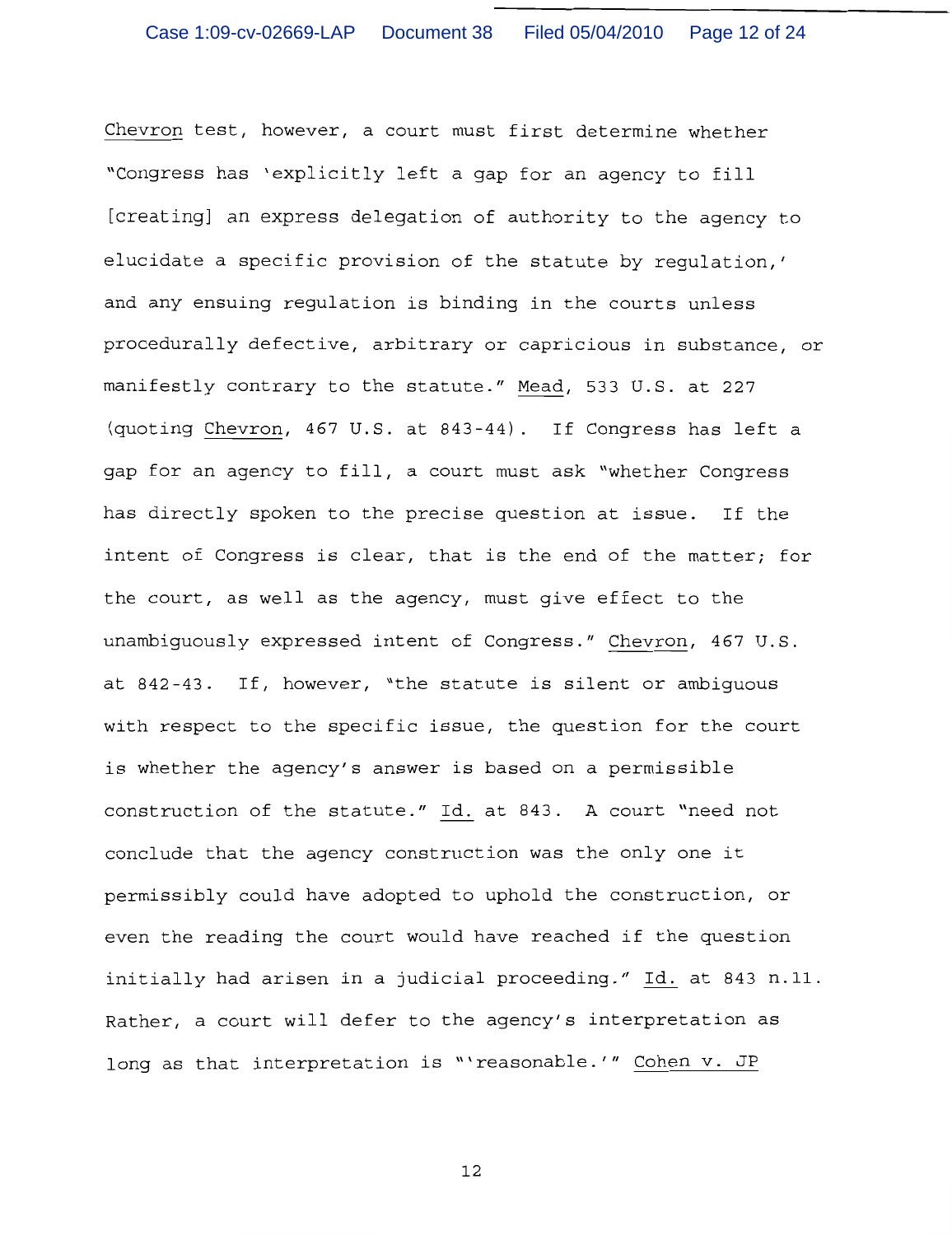Chevron test, however, a court must first determine whether "Congress has 'explicitly left a gap for an agency to fill [creating] an express delegation of authority to the agency to elucidate a specific provision of the statute by regulation,' and any ensuing regulation is binding in the courts unless procedurally defective, arbitrary or capricious in substance, or manifestly contrary to the statute." Mead, 533 U.S. at 227 (quoting Chevron, 467 U.S. at 843-44). If Congress has left a gap for an agency to fill, a court must ask "whether Congress has directly spoken to the precise question at issue. If the intent of Congress is clear, that is the end of the matter; for the court, as well as the agency, must give effect to the unambiguously expressed intent of Congress." Chevron, 467 U.S. at 842-43. If, however, "the statute is silent or ambiguous with respect to the specific issue, the question for the court is whether the agency's answer is based on a permissible construction of the statute." Id. at 843. A court "need not conclude that the agency construction was the only one it permissibly could have adopted to uphold the construction, or even the reading the court would have reached if the question initially had arisen in a judicial proceeding." Id. at 843 n.11. Rather, a court will defer to the agency's interpretation as long as that interpretation is "'reasonable.'" Cohen v. JP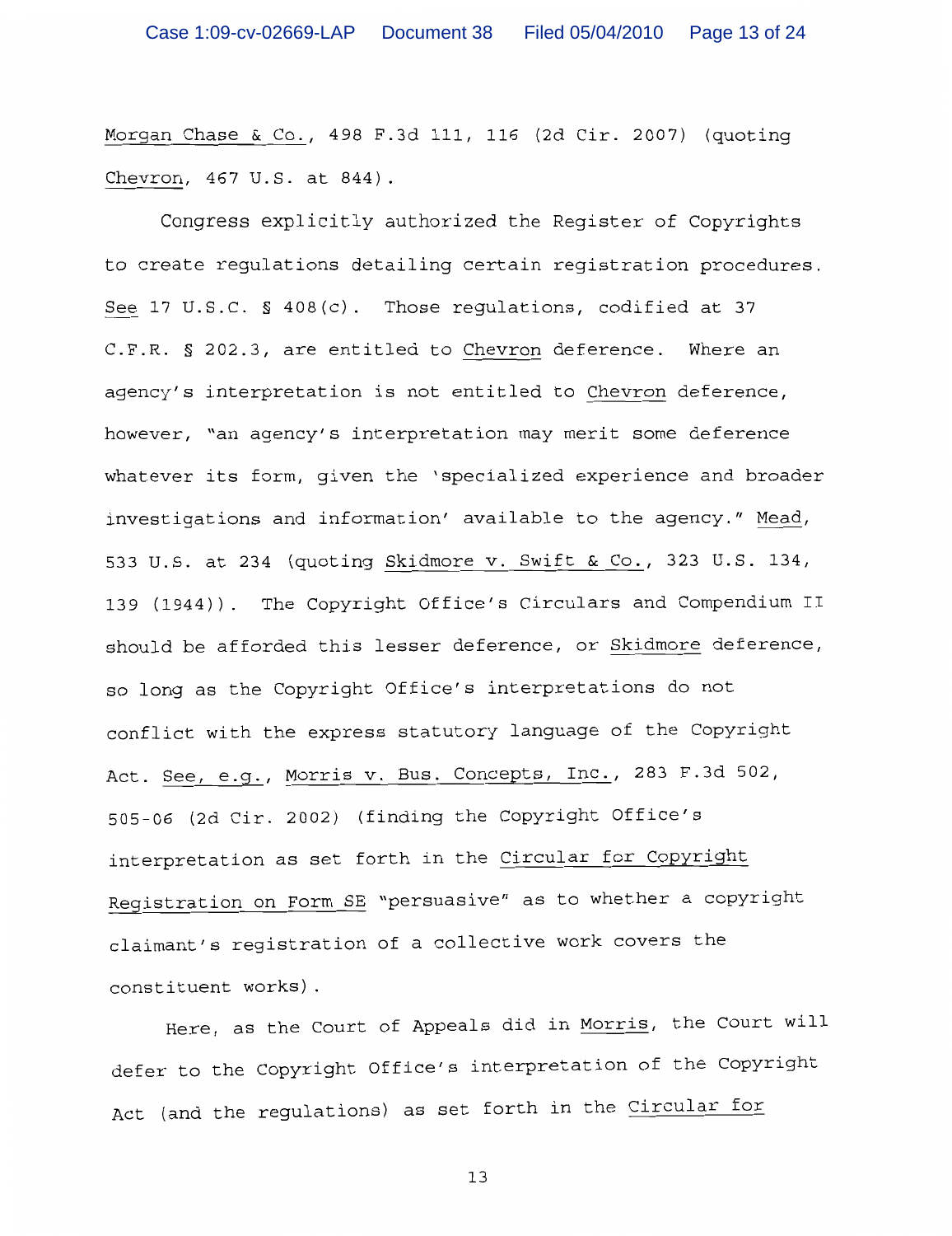Morgan Chase & Co., 498 F.3d 111, 116 (2d Cir. 2007) (quoting Chevron, 467 U.S. at 844).

Congress explicitly authorized the Register of Copyrights to create regulations detailing certain registration procedures. See 17 U.S.C. § 408(c). Those regulations, codified at 37 C.F.R. § 202.3, are entitled to Chevron deference. Where an agency's interpretation is not entitled to Chevron deference, however, "an agency's interpretation may merit some deference whatever its form, given the 'specialized experience and broader investigations and information' available to the agency." Mead, 533 U.S. at 234 (quoting Skidmore v. Swift & Co., 323 U.S. 134, 139 (1944)). The Copyright Office's Circulars and Compendium II should be afforded this lesser deference, or Skidmore deference, so long as the Copyright Office's interpretations do not conflict with the express statutory language of the Copyright Act. See, e.g., Morris v. Bus. Concepts, Inc., 283 F.3d 502, 505-06 (2d Cir. 2002) (finding the Copyright Office's interpretation as set forth in the Circular for Copyright Registration on Form SE "persuasive" as to whether a copyright claimant's registration of a collective work covers the constituent works).

Here, as the Court of Appeals did in Morris, the Court will defer to the Copyright Office's interpretation of the Copyright Act (and the regulations) as set forth in the Circular for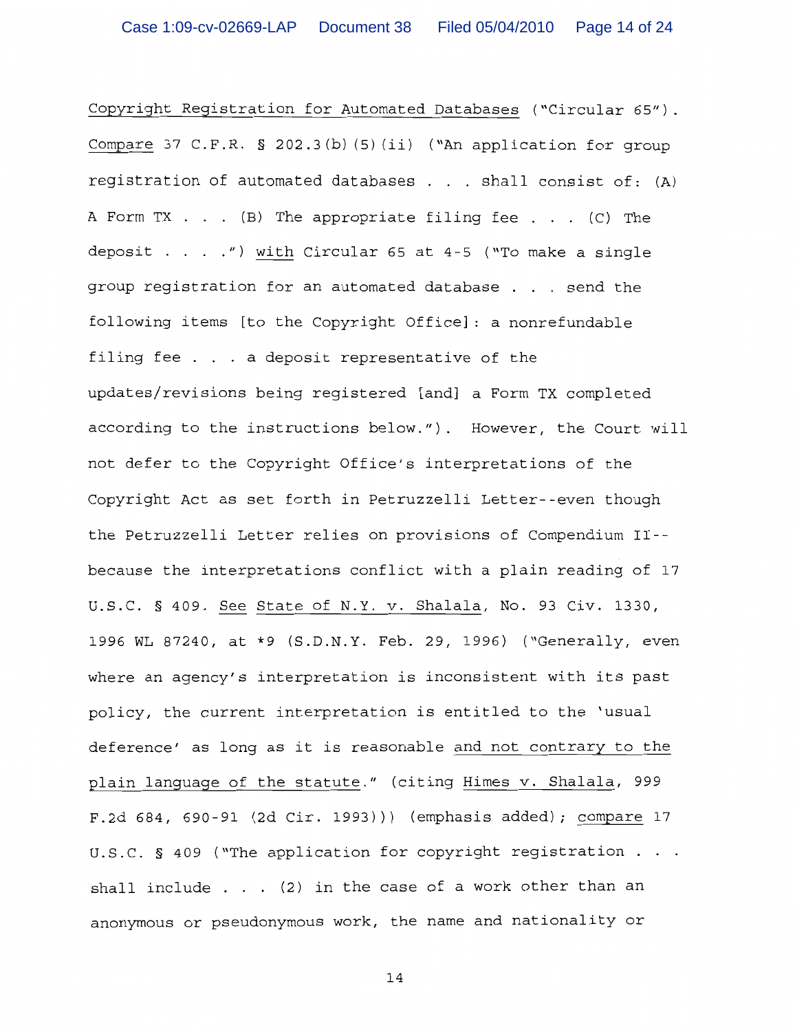Copyright Registration for Automated Databases ("Circular 65"). Compare 37 C.F.R. § 202.3(b)(5)(ii) ("An application for group registration of automated databases . . . shall consist of: (A) A Form TX . . . (B) The appropriate filing fee . . . (C) The deposit . . . .") with Circular 65 at 4-5 ("To make a single group registration for an automated database . . . send the following items [to the Copyright Office]: a nonrefundable filing fee . . . a deposit representative of the updates/revisions being registered [and] a Form TX completed according to the instructions below."). However, the Court will not defer to the Copyright Office's interpretations of the Copyright Act as set forth in Petruzzelli Letter--even though the Petruzzelli Letter relies on provisions of Compendium II--because the interpretations conflict with a plain reading of 17 U.S.C. § 409. See State of N.Y. v. Shalala, No. 93 Civ. 1330, 1996 WL 87240, at *9 (S.D.N.Y. Feb. 29, 1996) ("Generally, even where an agency's interpretation is inconsistent with its past policy, the current interpretation is entitled to the 'usual deference' as long as it is reasonable and not contrary to the plain language of the statute." (citing Himes v. Shalala, 999 F.2d 684, 690-91 (2d Cir. 1993))) (emphasis added); compare 17 U.S.C. § 409 ("The application for copyright registration . . . shall include . . . (2) in the case of a work other than an anonymous or pseudonymous work, the name and nationality or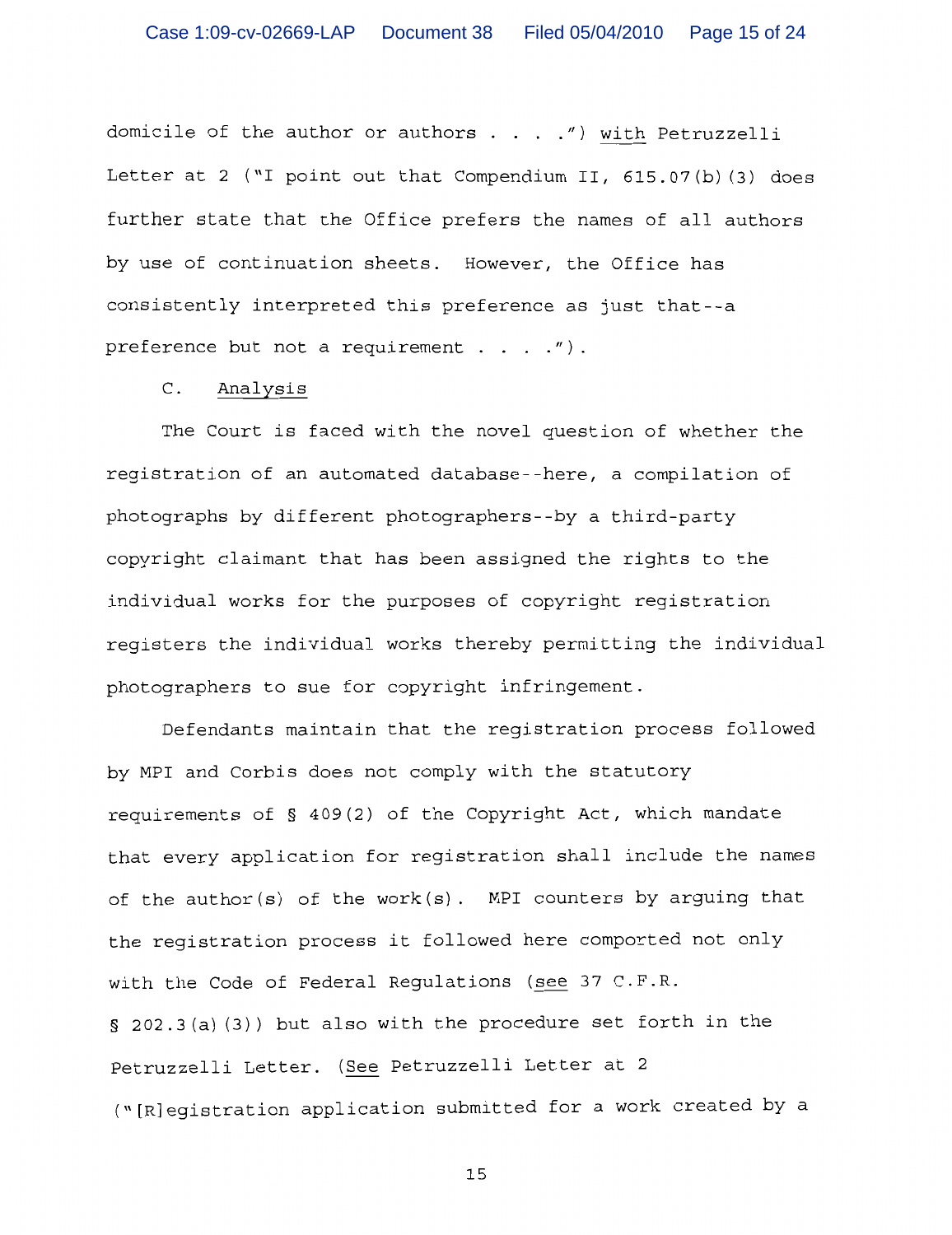domicile of the author or authors . . . .") _with_ Petruzzelli Letter at 2 ("I point out that Compendium II, 615.07(b)(3) does further state that the Office prefers the names of all authors by use of continuation sheets. However, the Office has consistently interpreted this preference as just that--a preference but not a requirement . . . .").

C. Analysis

The Court is faced with the novel question of whether the registration of an automated database--here, a compilation of photographs by different photographers--by a third-party copyright claimant that has been assigned the rights to the individual works for the purposes of copyright registration registers the individual works thereby permitting the individual photographers to sue for copyright infringement.

Defendants maintain that the registration process followed by MPI and Corbis does not comply with the statutory requirements of § 409(2) of the Copyright Act, which mandate that every application for registration shall include the names of the author(s) of the work(s). MPI counters by arguing that the registration process it followed here comported not only with the Code of Federal Regulations (_see_ 37 C.F.R. § 202.3(a)(3)) but also with the procedure set forth in the Petruzzelli Letter. (_See_ Petruzzelli Letter at 2 ("[R]egistration application submitted for a work created by a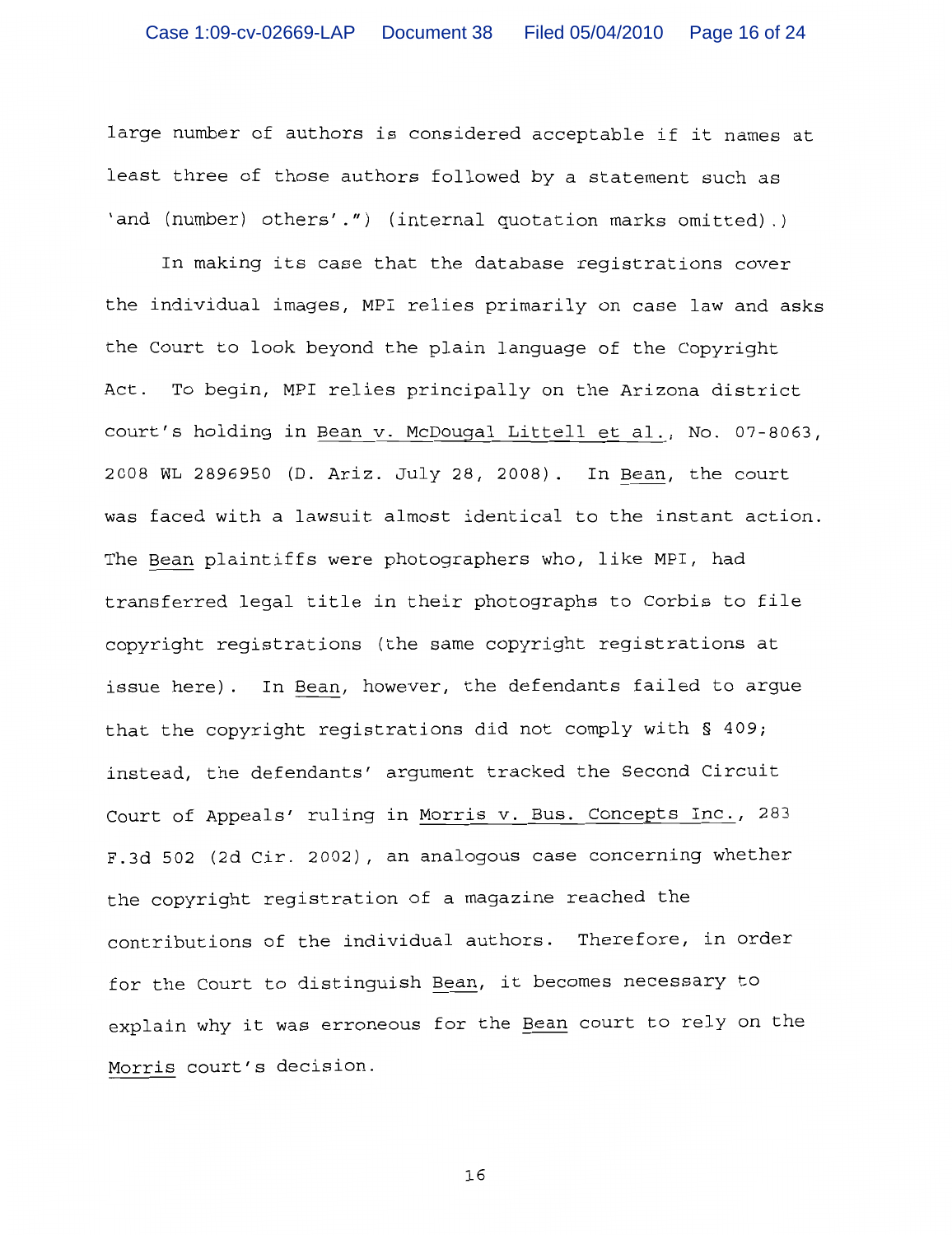large number of authors is considered acceptable if it names at least three of those authors followed by a statement such as 'and (number) others'.") (internal quotation marks omitted).)

In making its case that the database registrations cover the individual images, MPI relies primarily on case law and asks the Court to look beyond the plain language of the Copyright Act. To begin, MPI relies principally on the Arizona district court's holding in Bean v. McDougal Littell et al., No. 07-8063, 2008 WL 2896950 (D. Ariz. July 28, 2008). In Bean, the court was faced with a lawsuit almost identical to the instant action. The Bean plaintiffs were photographers who, like MPI, had transferred legal title in their photographs to Corbis to file copyright registrations (the same copyright registrations at issue here). In Bean, however, the defendants failed to argue that the copyright registrations did not comply with § 409; instead, the defendants' argument tracked the Second Circuit Court of Appeals' ruling in Morris v. Bus. Concepts Inc., 283 F.3d 502 (2d Cir. 2002), an analogous case concerning whether the copyright registration of a magazine reached the contributions of the individual authors. Therefore, in order for the Court to distinguish Bean, it becomes necessary to explain why it was erroneous for the Bean court to rely on the Morris court's decision.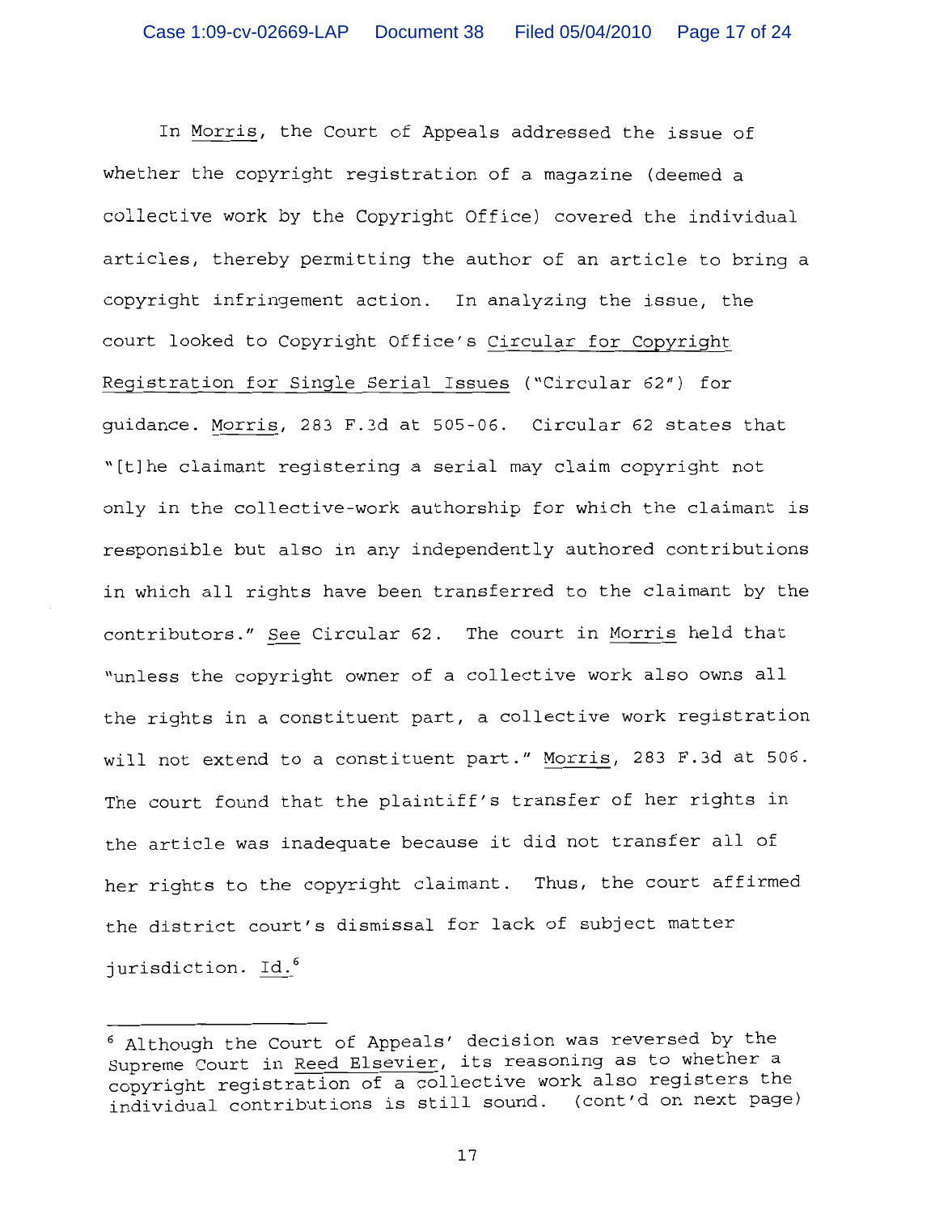In Morris, the Court of Appeals addressed the issue of whether the copyright registration of a magazine (deemed a collective work by the Copyright Office) covered the individual articles, thereby permitting the author of an article to bring a copyright infringement action. In analyzing the issue, the court looked to Copyright Office's Circular for Copyright Registration for Single Serial Issues ("Circular 62") for guidance. Morris, 283 F.3d at 505-06. Circular 62 states that "[t]he claimant registering a serial may claim copyright not only in the collective-work authorship for which the claimant is responsible but also in any independently authored contributions in which all rights have been transferred to the claimant by the contributors." See Circular 62. The court in Morris held that "unless the copyright owner of a collective work also owns all the rights in a constituent part, a collective work registration will not extend to a constituent part." Morris, 283 F.3d at 506. The court found that the plaintiff's transfer of her rights in the article was inadequate because it did not transfer all of her rights to the copyright claimant. Thus, the court affirmed the district court's dismissal for lack of subject matter jurisdiction. Id.[6]

---

[6] Although the Court of Appeals' decision was reversed by the Supreme Court in Reed Elsevier, its reasoning as to whether a copyright registration of a collective work also registers the individual contributions is still sound. (cont'd on next page)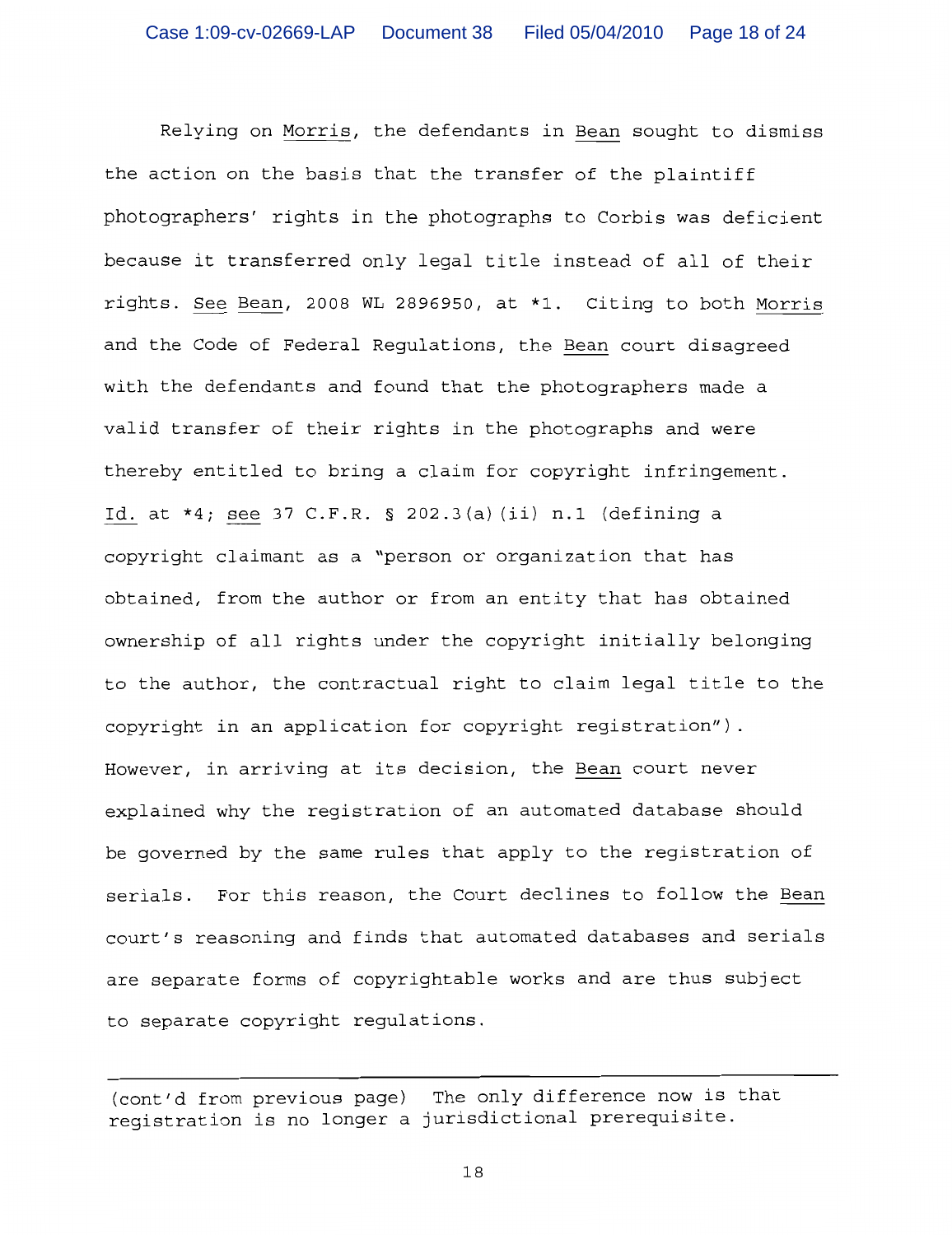Relying on Morris, the defendants in Bean sought to dismiss the action on the basis that the transfer of the plaintiff photographers' rights in the photographs to Corbis was deficient because it transferred only legal title instead of all of their rights. See Bean, 2008 WL 2896950, at *1. Citing to both Morris and the Code of Federal Regulations, the Bean court disagreed with the defendants and found that the photographers made a valid transfer of their rights in the photographs and were thereby entitled to bring a claim for copyright infringement. Id. at *4; see 37 C.F.R. § 202.3(a)(ii) n.1 (defining a copyright claimant as a "person or organization that has obtained, from the author or from an entity that has obtained ownership of all rights under the copyright initially belonging to the author, the contractual right to claim legal title to the copyright in an application for copyright registration"). However, in arriving at its decision, the Bean court never explained why the registration of an automated database should be governed by the same rules that apply to the registration of serials. For this reason, the Court declines to follow the Bean court's reasoning and finds that automated databases and serials are separate forms of copyrightable works and are thus subject to separate copyright regulations.

---

(cont'd from previous page) The only difference now is that registration is no longer a jurisdictional prerequisite.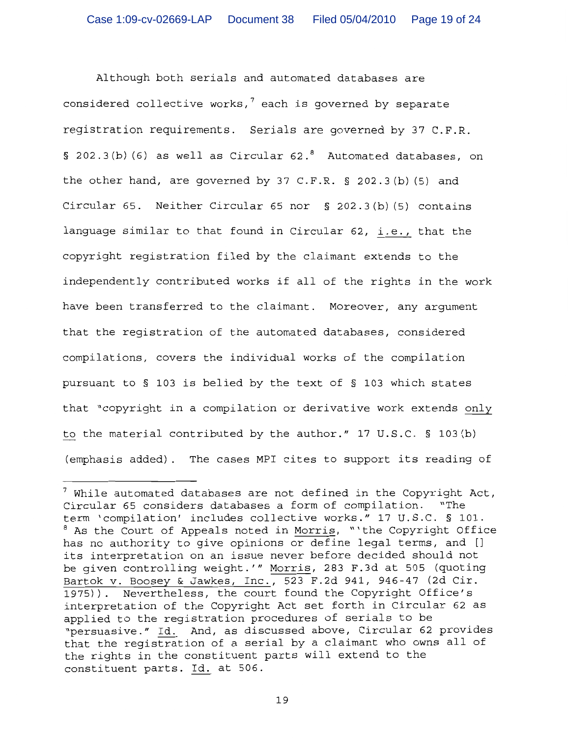Although both serials and automated databases are considered collective works,[7] each is governed by separate registration requirements. Serials are governed by 37 C.F.R. § 202.3(b)(6) as well as Circular 62.[8] Automated databases, on the other hand, are governed by 37 C.F.R. § 202.3(b)(5) and Circular 65. Neither Circular 65 nor § 202.3(b)(5) contains language similar to that found in Circular 62, i.e., that the copyright registration filed by the claimant extends to the independently contributed works if all of the rights in the work have been transferred to the claimant. Moreover, any argument that the registration of the automated databases, considered compilations, covers the individual works of the compilation pursuant to § 103 is belied by the text of § 103 which states that "copyright in a compilation or derivative work extends only to the material contributed by the author." 17 U.S.C. § 103(b) (emphasis added). The cases MPI cites to support its reading of

---

[7] While automated databases are not defined in the Copyright Act, Circular 65 considers databases a form of compilation. "The term 'compilation' includes collective works." 17 U.S.C. § 101.

[8] As the Court of Appeals noted in Morris, "'the Copyright Office has no authority to give opinions or define legal terms, and [] its interpretation on an issue never before decided should not be given controlling weight.'" Morris, 283 F.3d at 505 (quoting Bartok v. Boosey & Jawkes, Inc., 523 F.2d 941, 946-47 (2d Cir. 1975)). Nevertheless, the court found the Copyright Office's interpretation of the Copyright Act set forth in Circular 62 as applied to the registration procedures of serials to be "persuasive." Id. And, as discussed above, Circular 62 provides that the registration of a serial by a claimant who owns all of the rights in the constituent parts will extend to the constituent parts. Id. at 506.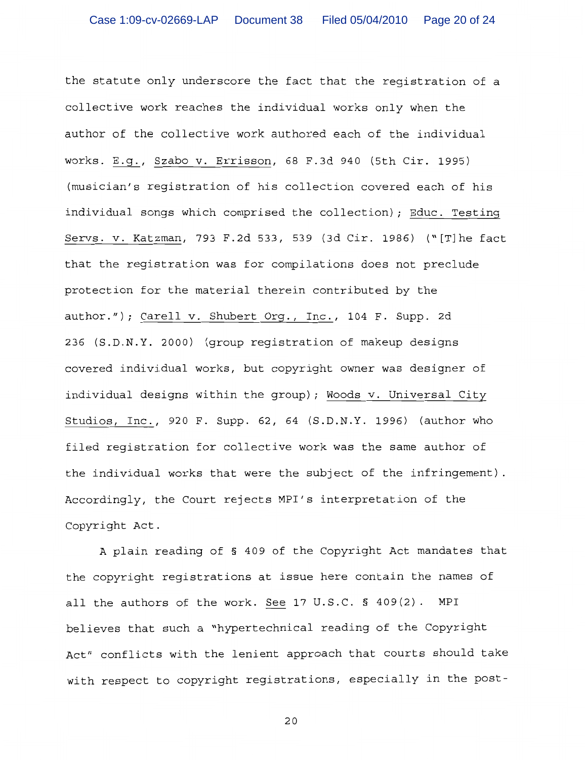the statute only underscore the fact that the registration of a collective work reaches the individual works only when the author of the collective work authored each of the individual works. E.g., Szabo v. Errisson, 68 F.3d 940 (5th Cir. 1995) (musician's registration of his collection covered each of his individual songs which comprised the collection); Educ. Testing Servs. v. Katzman, 793 F.2d 533, 539 (3d Cir. 1986) ("[T]he fact that the registration was for compilations does not preclude protection for the material therein contributed by the author."); Carell v. Shubert Org., Inc., 104 F. Supp. 2d 236 (S.D.N.Y. 2000) (group registration of makeup designs covered individual works, but copyright owner was designer of individual designs within the group); Woods v. Universal City Studios, Inc., 920 F. Supp. 62, 64 (S.D.N.Y. 1996) (author who filed registration for collective work was the same author of the individual works that were the subject of the infringement). Accordingly, the Court rejects MPI's interpretation of the Copyright Act.

A plain reading of § 409 of the Copyright Act mandates that the copyright registrations at issue here contain the names of all the authors of the work. See 17 U.S.C. § 409(2). MPI believes that such a "hypertechnical reading of the Copyright Act" conflicts with the lenient approach that courts should take with respect to copyright registrations, especially in the post-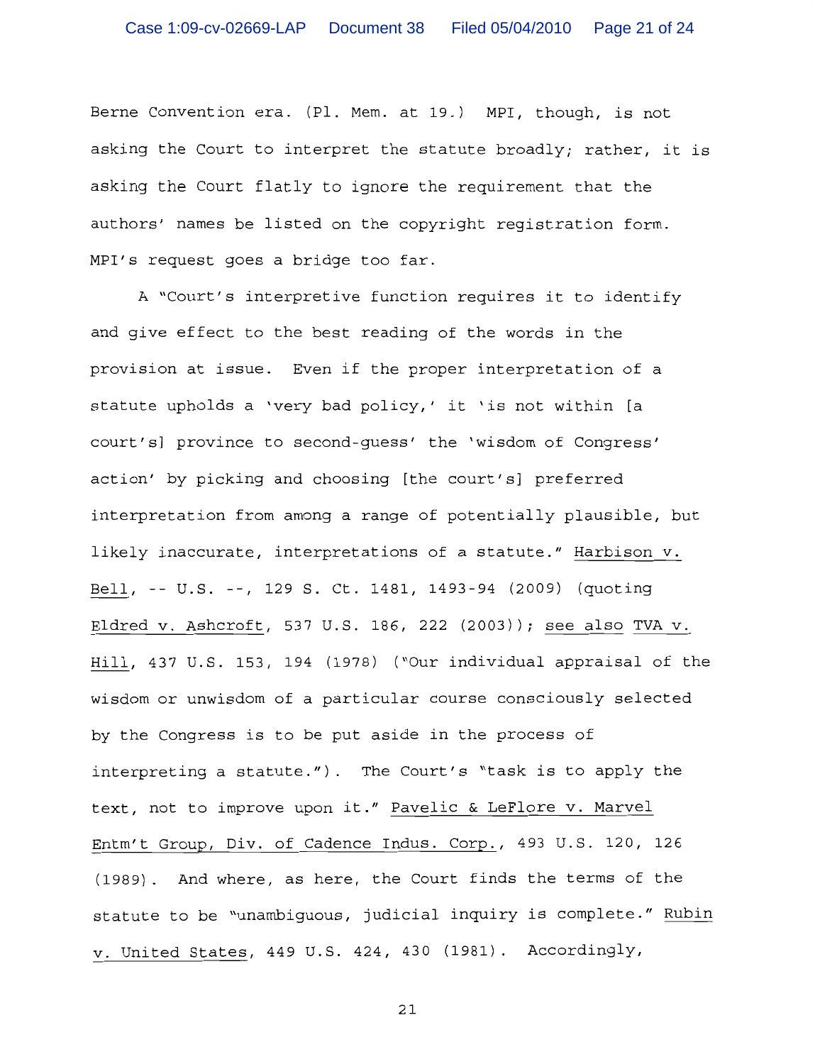Berne Convention era. (Pl. Mem. at 19.) MPI, though, is not asking the Court to interpret the statute broadly; rather, it is asking the Court flatly to ignore the requirement that the authors' names be listed on the copyright registration form. MPI's request goes a bridge too far.

A "Court's interpretive function requires it to identify and give effect to the best reading of the words in the provision at issue. Even if the proper interpretation of a statute upholds a 'very bad policy,' it 'is not within [a court's] province to second-guess' the 'wisdom of Congress' action' by picking and choosing [the court's] preferred interpretation from among a range of potentially plausible, but likely inaccurate, interpretations of a statute." Harbison v. Bell, -- U.S. --, 129 S. Ct. 1481, 1493-94 (2009) (quoting Eldred v. Ashcroft, 537 U.S. 186, 222 (2003)); see also TVA v. Hill, 437 U.S. 153, 194 (1978) ("Our individual appraisal of the wisdom or unwisdom of a particular course consciously selected by the Congress is to be put aside in the process of interpreting a statute."). The Court's "task is to apply the text, not to improve upon it." Pavelic & LeFlore v. Marvel Entm't Group, Div. of Cadence Indus. Corp., 493 U.S. 120, 126 (1989). And where, as here, the Court finds the terms of the statute to be "unambiguous, judicial inquiry is complete." Rubin v. United States, 449 U.S. 424, 430 (1981). Accordingly,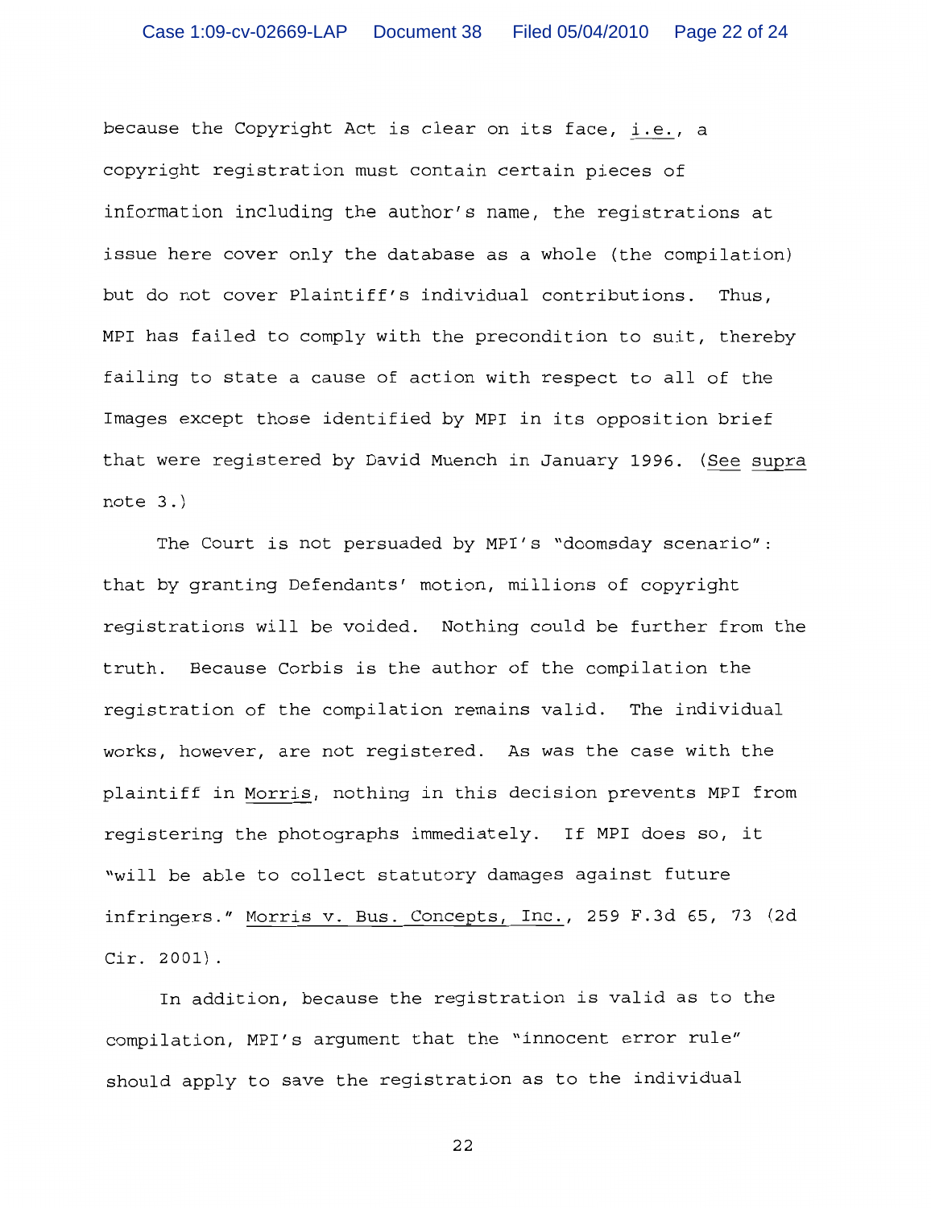because the Copyright Act is clear on its face, i.e., a copyright registration must contain certain pieces of information including the author's name, the registrations at issue here cover only the database as a whole (the compilation) but do not cover Plaintiff's individual contributions. Thus, MPI has failed to comply with the precondition to suit, thereby failing to state a cause of action with respect to all of the Images except those identified by MPI in its opposition brief that were registered by David Muench in January 1996. (See supra note 3.)

The Court is not persuaded by MPI's "doomsday scenario": that by granting Defendants' motion, millions of copyright registrations will be voided. Nothing could be further from the truth. Because Corbis is the author of the compilation the registration of the compilation remains valid. The individual works, however, are not registered. As was the case with the plaintiff in Morris, nothing in this decision prevents MPI from registering the photographs immediately. If MPI does so, it "will be able to collect statutory damages against future infringers." Morris v. Bus. Concepts, Inc., 259 F.3d 65, 73 (2d Cir. 2001).

In addition, because the registration is valid as to the compilation, MPI's argument that the "innocent error rule" should apply to save the registration as to the individual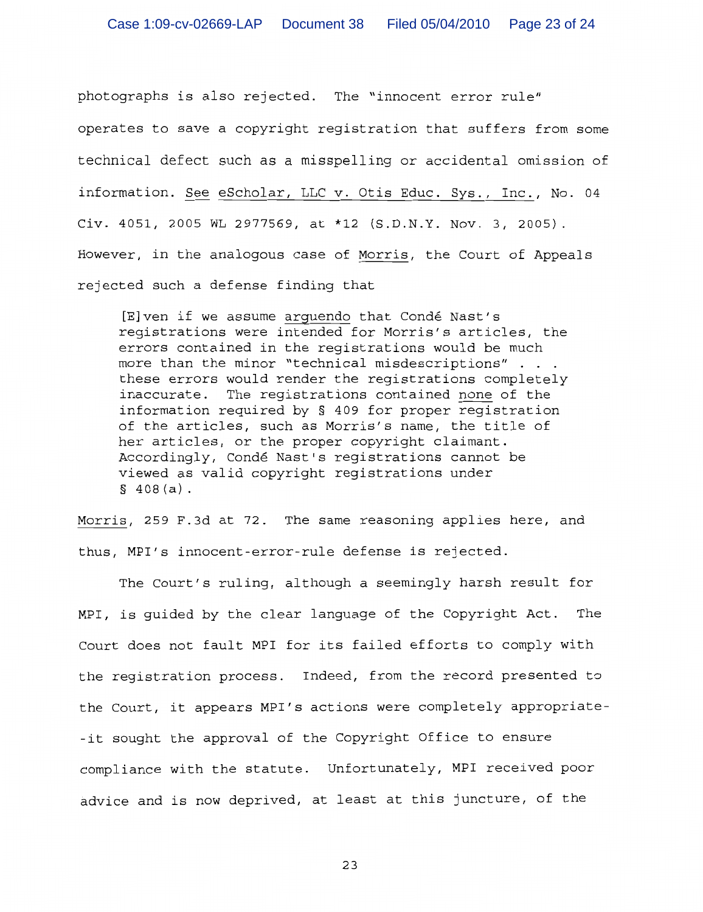photographs is also rejected. The "innocent error rule" operates to save a copyright registration that suffers from some technical defect such as a misspelling or accidental omission of information. See eScholar, LLC v. Otis Educ. Sys., Inc., No. 04 Civ. 4051, 2005 WL 2977569, at *12 (S.D.N.Y. Nov. 3, 2005). However, in the analogous case of Morris, the Court of Appeals rejected such a defense finding that

> [E]ven if we assume arguendo that Condé Nast's registrations were intended for Morris's articles, the errors contained in the registrations would be much more than the minor "technical misdescriptions" . . . these errors would render the registrations completely inaccurate. The registrations contained none of the information required by § 409 for proper registration of the articles, such as Morris's name, the title of her articles, or the proper copyright claimant. Accordingly, Condé Nast's registrations cannot be viewed as valid copyright registrations under § 408(a).

Morris, 259 F.3d at 72. The same reasoning applies here, and thus, MPI's innocent-error-rule defense is rejected.

The Court's ruling, although a seemingly harsh result for MPI, is guided by the clear language of the Copyright Act. The Court does not fault MPI for its failed efforts to comply with the registration process. Indeed, from the record presented to the Court, it appears MPI's actions were completely appropriate--it sought the approval of the Copyright Office to ensure compliance with the statute. Unfortunately, MPI received poor advice and is now deprived, at least at this juncture, of the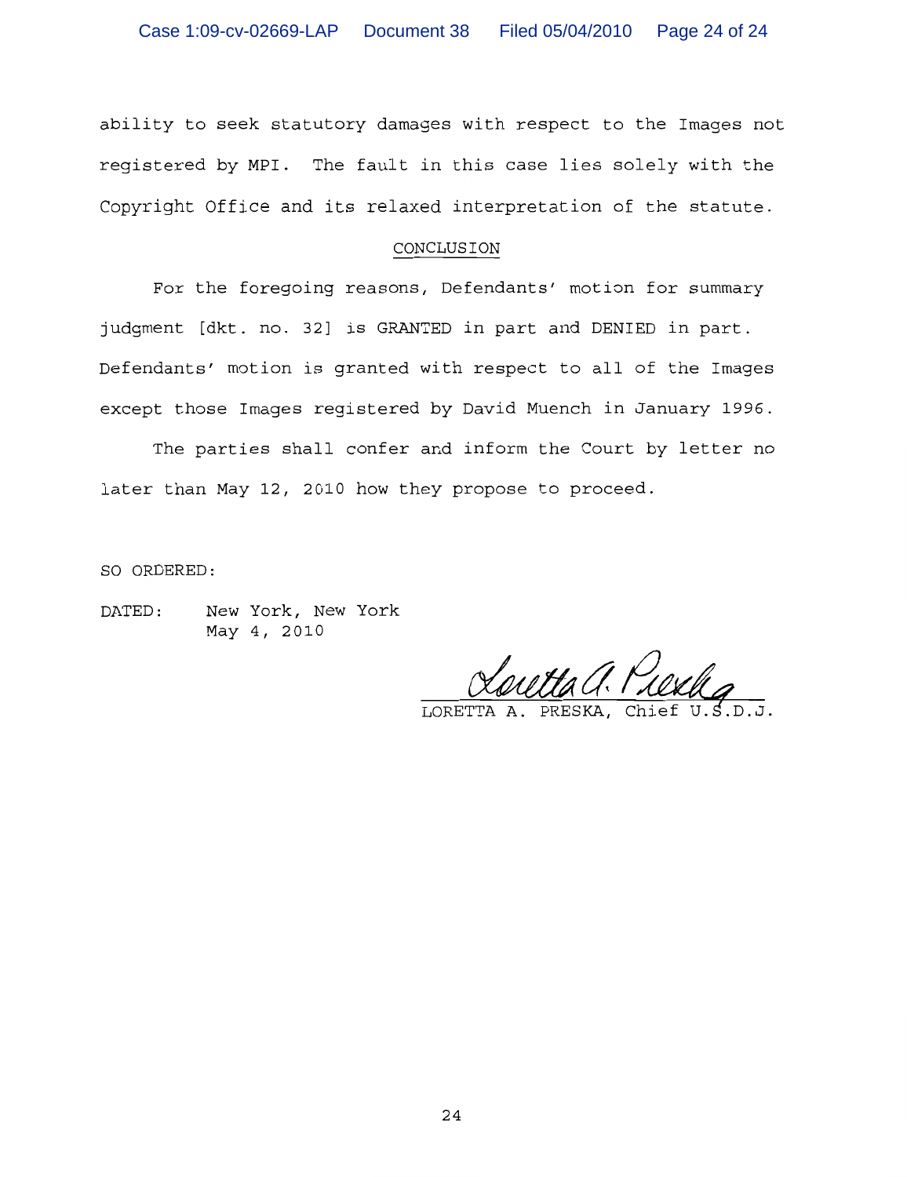ability to seek statutory damages with respect to the Images not registered by MPI. The fault in this case lies solely with the Copyright Office and its relaxed interpretation of the statute.

## CONCLUSION

For the foregoing reasons, Defendants' motion for summary judgment [dkt. no. 32] is GRANTED in part and DENIED in part. Defendants' motion is granted with respect to all of the Images except those Images registered by David Muench in January 1996.

The parties shall confer and inform the Court by letter no later than May 12, 2010 how they propose to proceed.

SO ORDERED:

DATED: New York, New York
May 4, 2010

LORETTA A. PRESKA, Chief U.S.D.J.